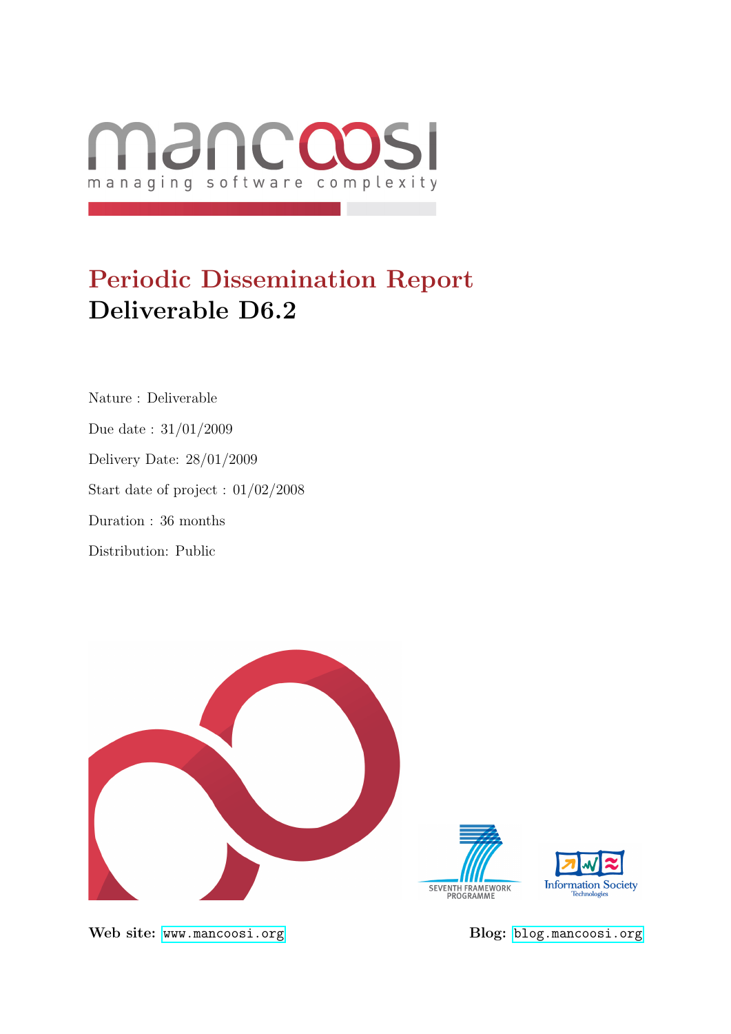mancoosi

managing software complexity

# Periodic Dissemination Report
## Deliverable D6.2

Nature : Deliverable

Due date : 31/01/2009

Delivery Date: 28/01/2009

Start date of project : 01/02/2008

Duration : 36 months

Distribution: Public

SEVENTH FRAMEWORK PROGRAMME

Information Society Technologies

**Web site:** www.mancoosi.org

**Blog:** blog.mancoosi.org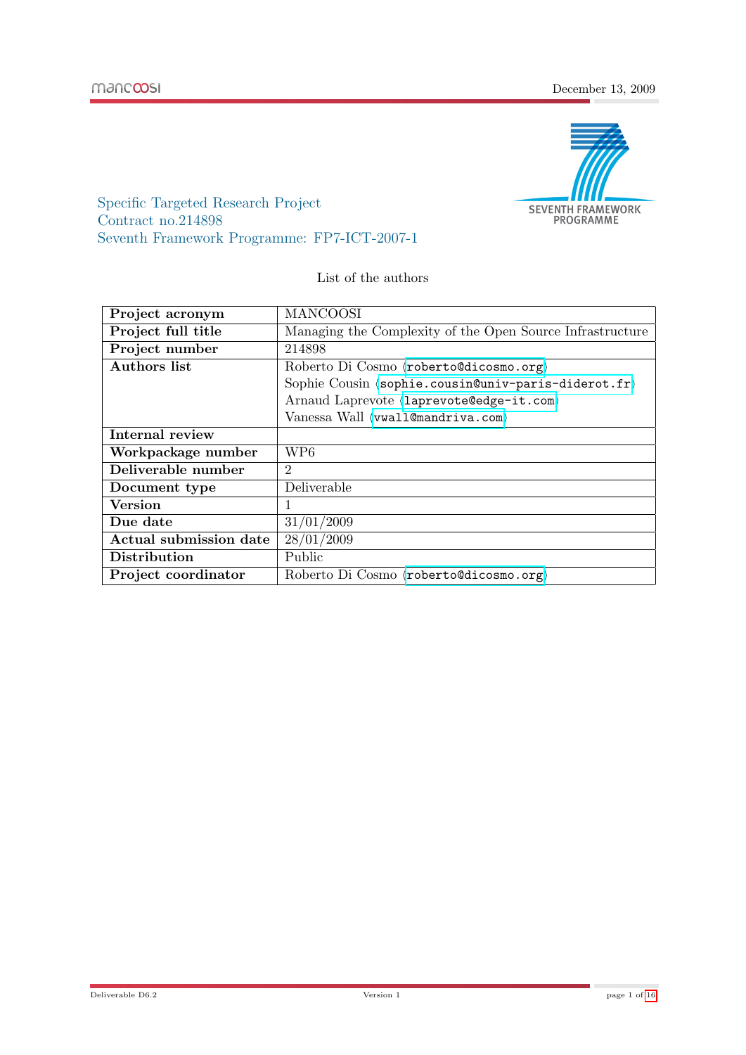Specific Targeted Research Project
Contract no.214898
Seventh Framework Programme: FP7-ICT-2007-1

List of the authors

| Project acronym | MANCOOSI |
|---|---|
| Project full title | Managing the Complexity of the Open Source Infrastructure |
| Project number | 214898 |
| Authors list | Roberto Di Cosmo ⟨roberto@dicosmo.org⟩<br>Sophie Cousin ⟨sophie.cousin@univ-paris-diderot.fr⟩<br>Arnaud Laprevote ⟨laprevote@edge-it.com⟩<br>Vanessa Wall ⟨vwall@mandriva.com⟩ |
| Internal review | |
| Workpackage number | WP6 |
| Deliverable number | 2 |
| Document type | Deliverable |
| Version | 1 |
| Due date | 31/01/2009 |
| Actual submission date | 28/01/2009 |
| Distribution | Public |
| Project coordinator | Roberto Di Cosmo ⟨roberto@dicosmo.org⟩ |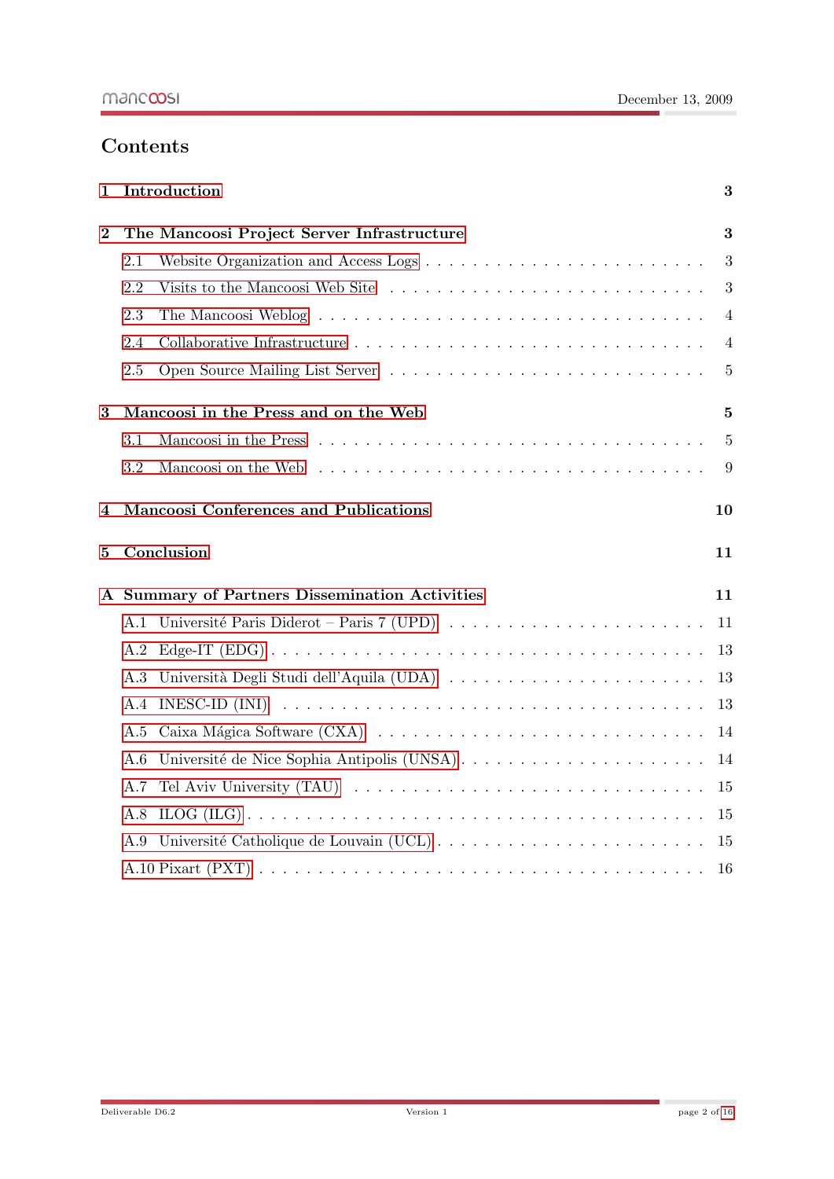# Contents

**1 Introduction** — **3**

**2 The Mancoosi Project Server Infrastructure** — **3**

- 2.1 Website Organization and Access Logs — 3
- 2.2 Visits to the Mancoosi Web Site — 3
- 2.3 The Mancoosi Weblog — 4
- 2.4 Collaborative Infrastructure — 4
- 2.5 Open Source Mailing List Server — 5

**3 Mancoosi in the Press and on the Web** — **5**

- 3.1 Mancoosi in the Press — 5
- 3.2 Mancoosi on the Web — 9

**4 Mancoosi Conferences and Publications** — **10**

**5 Conclusion** — **11**

**A Summary of Partners Dissemination Activities** — **11**

- A.1 Université Paris Diderot – Paris 7 (UPD) — 11
- A.2 Edge-IT (EDG) — 13
- A.3 Università Degli Studi dell'Aquila (UDA) — 13
- A.4 INESC-ID (INI) — 13
- A.5 Caixa Mágica Software (CXA) — 14
- A.6 Université de Nice Sophia Antipolis (UNSA) — 14
- A.7 Tel Aviv University (TAU) — 15
- A.8 ILOG (ILG) — 15
- A.9 Université Catholique de Louvain (UCL) — 15
- A.10 Pixart (PXT) — 16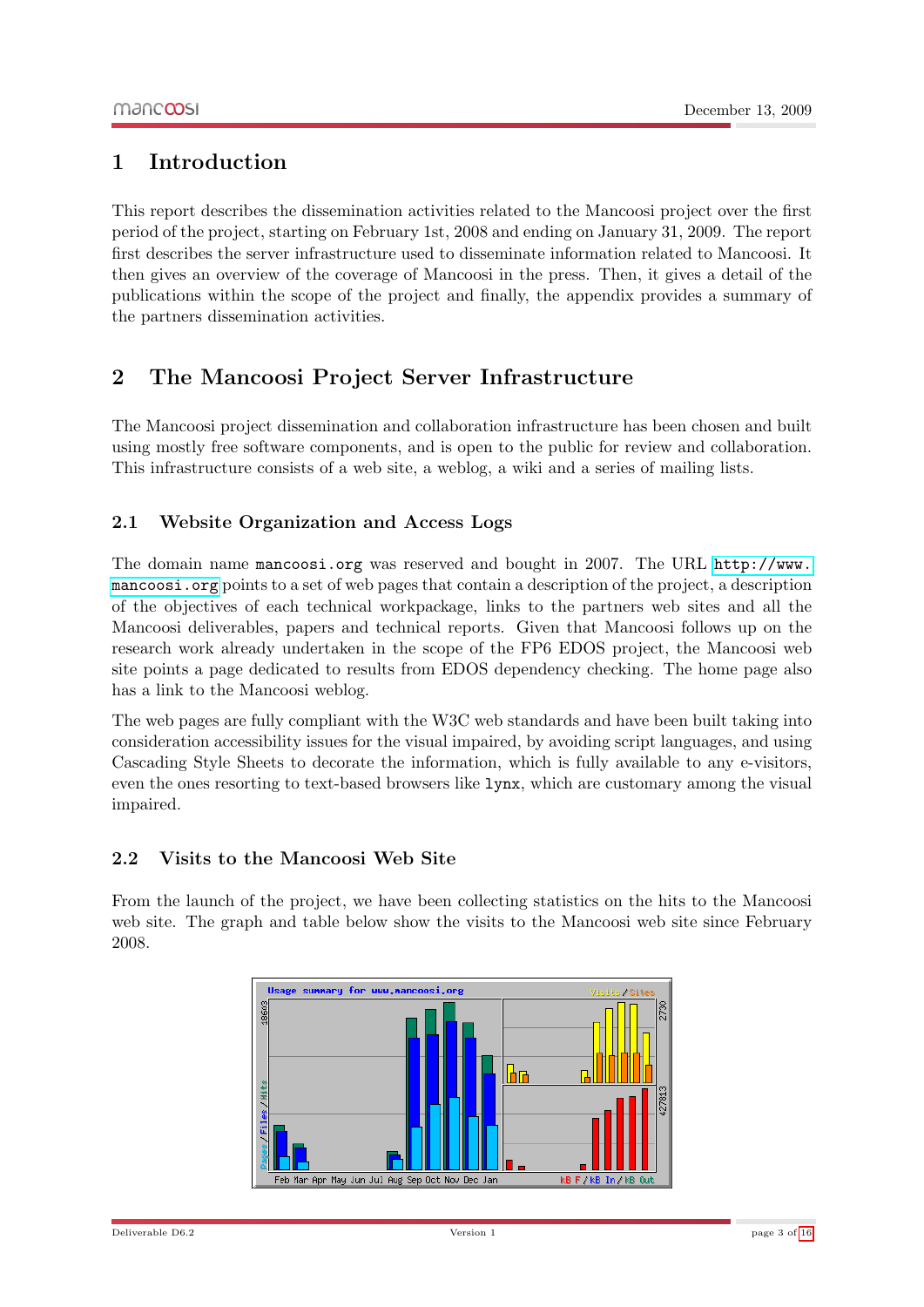# 1 Introduction

This report describes the dissemination activities related to the Mancoosi project over the first period of the project, starting on February 1st, 2008 and ending on January 31, 2009. The report first describes the server infrastructure used to disseminate information related to Mancoosi. It then gives an overview of the coverage of Mancoosi in the press. Then, it gives a detail of the publications within the scope of the project and finally, the appendix provides a summary of the partners dissemination activities.

# 2 The Mancoosi Project Server Infrastructure

The Mancoosi project dissemination and collaboration infrastructure has been chosen and built using mostly free software components, and is open to the public for review and collaboration. This infrastructure consists of a web site, a weblog, a wiki and a series of mailing lists.

## 2.1 Website Organization and Access Logs

The domain name `mancoosi.org` was reserved and bought in 2007. The URL `http://www.mancoosi.org` points to a set of web pages that contain a description of the project, a description of the objectives of each technical workpackage, links to the partners web sites and all the Mancoosi deliverables, papers and technical reports. Given that Mancoosi follows up on the research work already undertaken in the scope of the FP6 EDOS project, the Mancoosi web site points a page dedicated to results from EDOS dependency checking. The home page also has a link to the Mancoosi weblog.

The web pages are fully compliant with the W3C web standards and have been built taking into consideration accessibility issues for the visual impaired, by avoiding script languages, and using Cascading Style Sheets to decorate the information, which is fully available to any e-visitors, even the ones resorting to text-based browsers like `lynx`, which are customary among the visual impaired.

## 2.2 Visits to the Mancoosi Web Site

From the launch of the project, we have been collecting statistics on the hits to the Mancoosi web site. The graph and table below show the visits to the Mancoosi web site since February 2008.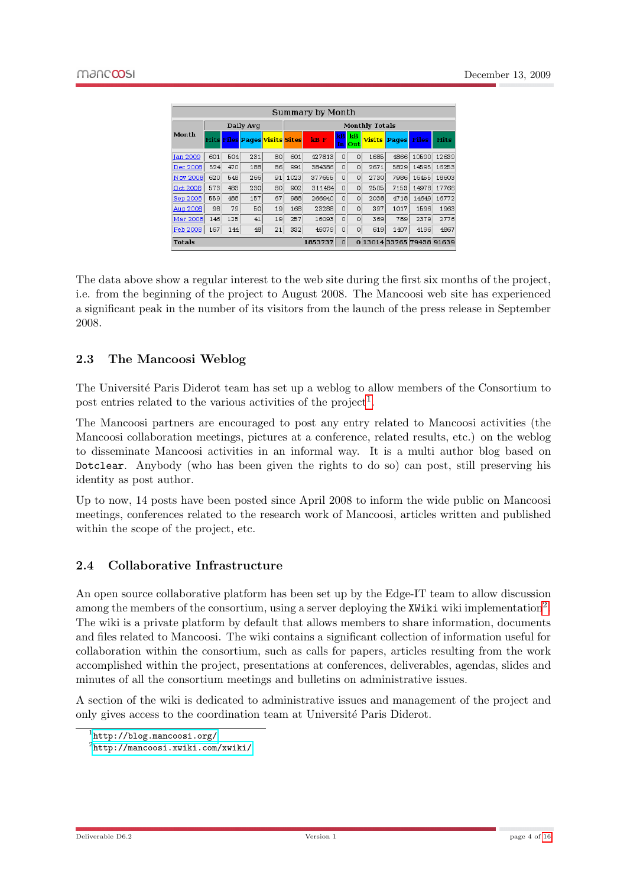| Summary by Month | | | | | | | | | | | | |
|---|---|---|---|---|---|---|---|---|---|---|---|---|
| Month | Daily Avg | | | | Monthly Totals | | | | | | | |
| | Hits | Files | Pages | Visits | Sites | kB F | kB In | kB Out | Visits | Pages | Files | Hits |
| Jan 2009 | 601 | 504 | 231 | 80 | 601 | 427813 | 0 | 0 | 1685 | 4886 | 10590 | 12639 |
| Dec 2008 | 524 | 470 | 188 | 86 | 991 | 384386 | 0 | 0 | 2671 | 5829 | 14595 | 16253 |
| Nov 2008 | 620 | 548 | 266 | 91 | 1023 | 377655 | 0 | 0 | 2730 | 7986 | 16455 | 18603 |
| Oct 2008 | 573 | 483 | 230 | 80 | 902 | 311484 | 0 | 0 | 2505 | 7153 | 14978 | 17766 |
| Sep 2008 | 559 | 488 | 157 | 67 | 988 | 266940 | 0 | 0 | 2038 | 4718 | 14649 | 16772 |
| Aug 2008 | 98 | 79 | 50 | 19 | 168 | 23238 | 0 | 0 | 397 | 1017 | 1596 | 1963 |
| Mar 2008 | 145 | 125 | 41 | 19 | 257 | 16093 | 0 | 0 | 369 | 789 | 2379 | 2776 |
| Feb 2008 | 167 | 144 | 48 | 21 | 332 | 46079 | 0 | 0 | 619 | 1407 | 4196 | 4867 |
| Totals | | | | | | 1853737 | 0 | 0 | 13014 | 33765 | 79438 | 91639 |

The data above show a regular interest to the web site during the first six months of the project, i.e. from the beginning of the project to August 2008. The Mancoosi web site has experienced a significant peak in the number of its visitors from the launch of the press release in September 2008.

### 2.3 The Mancoosi Weblog

The Université Paris Diderot team has set up a weblog to allow members of the Consortium to post entries related to the various activities of the project[1].

The Mancoosi partners are encouraged to post any entry related to Mancoosi activities (the Mancoosi collaboration meetings, pictures at a conference, related results, etc.) on the weblog to disseminate Mancoosi activities in an informal way. It is a multi author blog based on `Dotclear`. Anybody (who has been given the rights to do so) can post, still preserving his identity as post author.

Up to now, 14 posts have been posted since April 2008 to inform the wide public on Mancoosi meetings, conferences related to the research work of Mancoosi, articles written and published within the scope of the project, etc.

### 2.4 Collaborative Infrastructure

An open source collaborative platform has been set up by the Edge-IT team to allow discussion among the members of the consortium, using a server deploying the `XWiki` wiki implementation[2]. The wiki is a private platform by default that allows members to share information, documents and files related to Mancoosi. The wiki contains a significant collection of information useful for collaboration within the consortium, such as calls for papers, articles resulting from the work accomplished within the project, presentations at conferences, deliverables, agendas, slides and minutes of all the consortium meetings and bulletins on administrative issues.

A section of the wiki is dedicated to administrative issues and management of the project and only gives access to the coordination team at Université Paris Diderot.

[1] http://blog.mancoosi.org/

[2] http://mancoosi.xwiki.com/xwiki/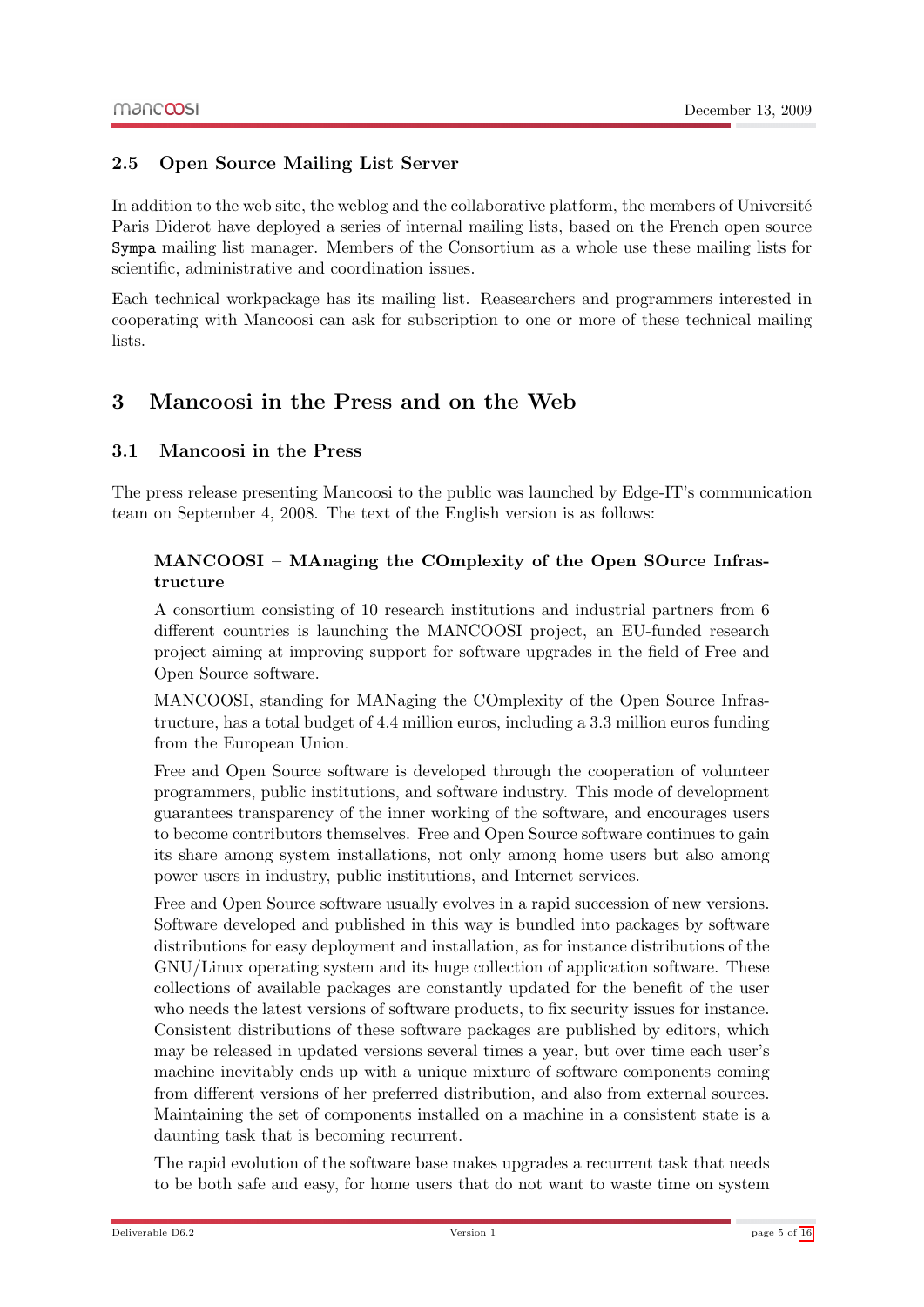### 2.5 Open Source Mailing List Server

In addition to the web site, the weblog and the collaborative platform, the members of Université Paris Diderot have deployed a series of internal mailing lists, based on the French open source `Sympa` mailing list manager. Members of the Consortium as a whole use these mailing lists for scientific, administrative and coordination issues.

Each technical workpackage has its mailing list. Reasearchers and programmers interested in cooperating with Mancoosi can ask for subscription to one or more of these technical mailing lists.

## 3 Mancoosi in the Press and on the Web

### 3.1 Mancoosi in the Press

The press release presenting Mancoosi to the public was launched by Edge-IT's communication team on September 4, 2008. The text of the English version is as follows:

> **MANCOOSI – MAnaging the COmplexity of the Open SOurce Infrastructure**
>
> A consortium consisting of 10 research institutions and industrial partners from 6 different countries is launching the MANCOOSI project, an EU-funded research project aiming at improving support for software upgrades in the field of Free and Open Source software.
>
> MANCOOSI, standing for MANaging the COmplexity of the Open Source Infrastructure, has a total budget of 4.4 million euros, including a 3.3 million euros funding from the European Union.
>
> Free and Open Source software is developed through the cooperation of volunteer programmers, public institutions, and software industry. This mode of development guarantees transparency of the inner working of the software, and encourages users to become contributors themselves. Free and Open Source software continues to gain its share among system installations, not only among home users but also among power users in industry, public institutions, and Internet services.
>
> Free and Open Source software usually evolves in a rapid succession of new versions. Software developed and published in this way is bundled into packages by software distributions for easy deployment and installation, as for instance distributions of the GNU/Linux operating system and its huge collection of application software. These collections of available packages are constantly updated for the benefit of the user who needs the latest versions of software products, to fix security issues for instance. Consistent distributions of these software packages are published by editors, which may be released in updated versions several times a year, but over time each user's machine inevitably ends up with a unique mixture of software components coming from different versions of her preferred distribution, and also from external sources. Maintaining the set of components installed on a machine in a consistent state is a daunting task that is becoming recurrent.
>
> The rapid evolution of the software base makes upgrades a recurrent task that needs to be both safe and easy, for home users that do not want to waste time on system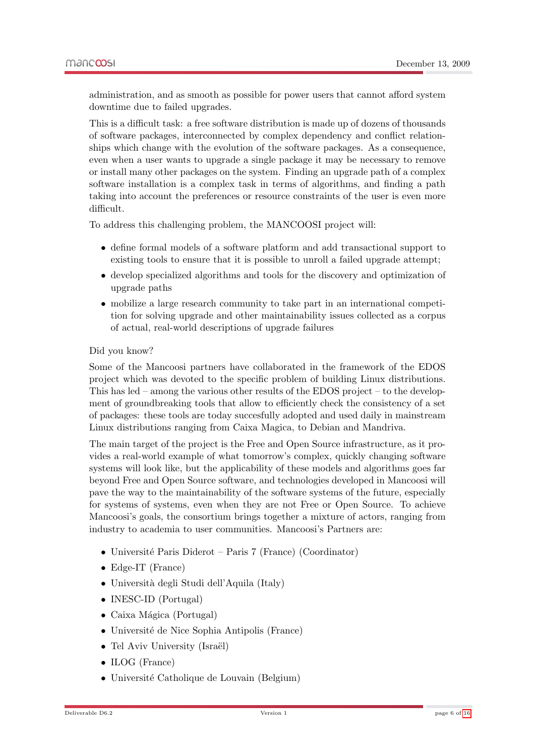administration, and as smooth as possible for power users that cannot afford system downtime due to failed upgrades.

This is a difficult task: a free software distribution is made up of dozens of thousands of software packages, interconnected by complex dependency and conflict relationships which change with the evolution of the software packages. As a consequence, even when a user wants to upgrade a single package it may be necessary to remove or install many other packages on the system. Finding an upgrade path of a complex software installation is a complex task in terms of algorithms, and finding a path taking into account the preferences or resource constraints of the user is even more difficult.

To address this challenging problem, the MANCOOSI project will:

- define formal models of a software platform and add transactional support to existing tools to ensure that it is possible to unroll a failed upgrade attempt;
- develop specialized algorithms and tools for the discovery and optimization of upgrade paths
- mobilize a large research community to take part in an international competition for solving upgrade and other maintainability issues collected as a corpus of actual, real-world descriptions of upgrade failures

Did you know?

Some of the Mancoosi partners have collaborated in the framework of the EDOS project which was devoted to the specific problem of building Linux distributions. This has led – among the various other results of the EDOS project – to the development of groundbreaking tools that allow to efficiently check the consistency of a set of packages: these tools are today succesfully adopted and used daily in mainstream Linux distributions ranging from Caixa Magica, to Debian and Mandriva.

The main target of the project is the Free and Open Source infrastructure, as it provides a real-world example of what tomorrow's complex, quickly changing software systems will look like, but the applicability of these models and algorithms goes far beyond Free and Open Source software, and technologies developed in Mancoosi will pave the way to the maintainability of the software systems of the future, especially for systems of systems, even when they are not Free or Open Source. To achieve Mancoosi's goals, the consortium brings together a mixture of actors, ranging from industry to academia to user communities. Mancoosi's Partners are:

- Université Paris Diderot – Paris 7 (France) (Coordinator)
- Edge-IT (France)
- Università degli Studi dell'Aquila (Italy)
- INESC-ID (Portugal)
- Caixa Mágica (Portugal)
- Université de Nice Sophia Antipolis (France)
- Tel Aviv University (Israël)
- ILOG (France)
- Université Catholique de Louvain (Belgium)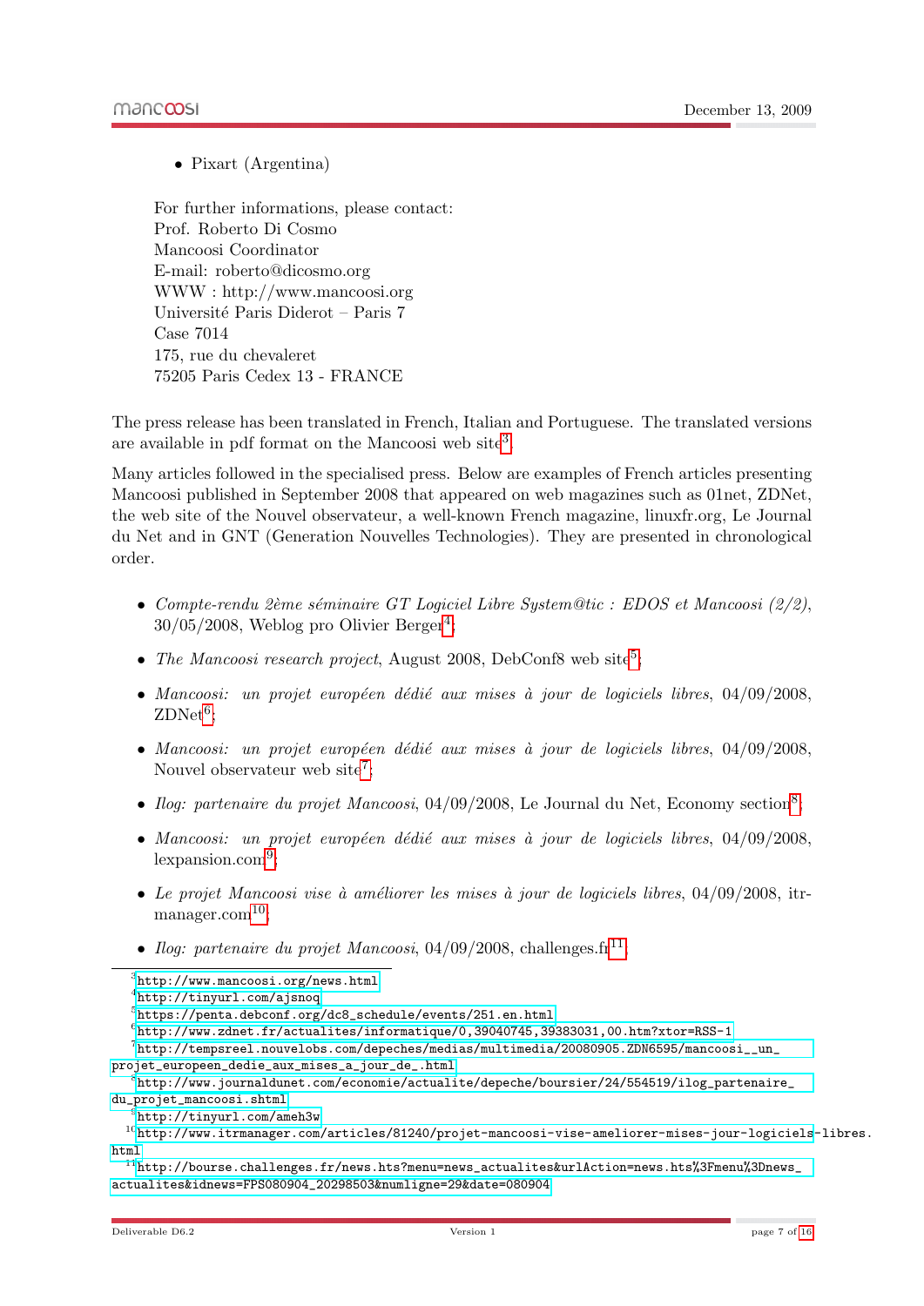- Pixart (Argentina)

For further informations, please contact:
Prof. Roberto Di Cosmo
Mancoosi Coordinator
E-mail: roberto@dicosmo.org
WWW : http://www.mancoosi.org
Université Paris Diderot – Paris 7
Case 7014
175, rue du chevaleret
75205 Paris Cedex 13 - FRANCE

The press release has been translated in French, Italian and Portuguese. The translated versions are available in pdf format on the Mancoosi web site[3].

Many articles followed in the specialised press. Below are examples of French articles presenting Mancoosi published in September 2008 that appeared on web magazines such as 01net, ZDNet, the web site of the Nouvel observateur, a well-known French magazine, linuxfr.org, Le Journal du Net and in GNT (Generation Nouvelles Technologies). They are presented in chronological order.

- *Compte-rendu 2ème séminaire GT Logiciel Libre System@tic : EDOS et Mancoosi (2/2)*, 30/05/2008, Weblog pro Olivier Berger[4];
- *The Mancoosi research project*, August 2008, DebConf8 web site[5];
- *Mancoosi: un projet européen dédié aux mises à jour de logiciels libres*, 04/09/2008, ZDNet[6];
- *Mancoosi: un projet européen dédié aux mises à jour de logiciels libres*, 04/09/2008, Nouvel observateur web site[7];
- *Ilog: partenaire du projet Mancoosi*, 04/09/2008, Le Journal du Net, Economy section[8];
- *Mancoosi: un projet européen dédié aux mises à jour de logiciels libres*, 04/09/2008, lexpansion.com[9];
- *Le projet Mancoosi vise à améliorer les mises à jour de logiciels libres*, 04/09/2008, itr-manager.com[10];
- *Ilog: partenaire du projet Mancoosi*, 04/09/2008, challenges.fr[11];

---

[3] http://www.mancoosi.org/news.html

[4] http://tinyurl.com/ajsnoq

[5] https://penta.debconf.org/dc8_schedule/events/251.en.html

[6] http://www.zdnet.fr/actualites/informatique/0,39040745,39383031,00.htm?xtor=RSS-1

[7] http://tempsreel.nouvelobs.com/depeches/medias/multimedia/20080905.ZDN6595/mancoosi__un_projet_europeen_dedie_aux_mises_a_jour_de_.html

[8] http://www.journaldunet.com/economie/actualite/depeche/boursier/24/554519/ilog_partenaire_du_projet_mancoosi.shtml

[9] http://tinyurl.com/ameh3w

[10] http://www.itrmanager.com/articles/81240/projet-mancoosi-vise-ameliorer-mises-jour-logiciels-libres.html

[11] http://bourse.challenges.fr/news.hts?menu=news_actualites&urlAction=news.hts%3Fmenu%3Dnews_actualites&idnews=FPS080904_20298503&numligne=29&date=080904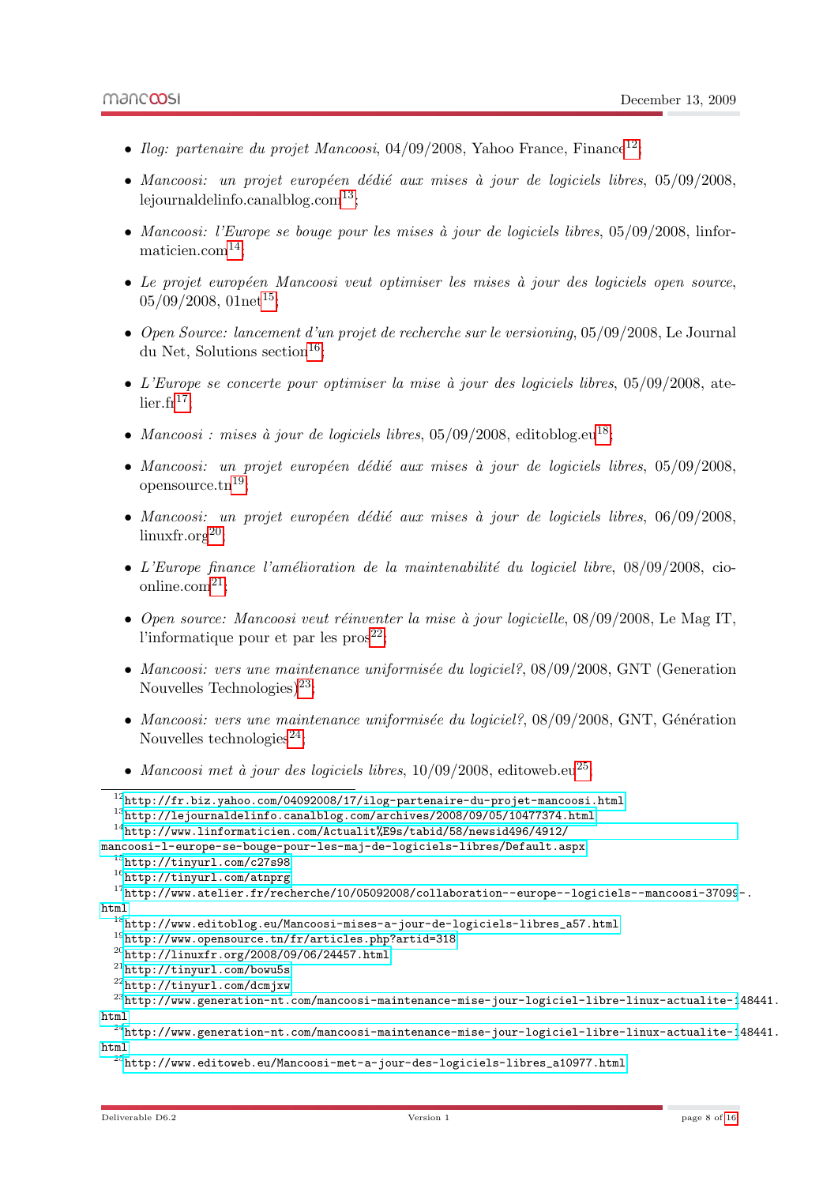- *Ilog: partenaire du projet Mancoosi*, 04/09/2008, Yahoo France, Finance[12];
- *Mancoosi: un projet européen dédié aux mises à jour de logiciels libres*, 05/09/2008, lejournaldelinfo.canalblog.com[13];
- *Mancoosi: l'Europe se bouge pour les mises à jour de logiciels libres*, 05/09/2008, linformaticien.com[14];
- *Le projet européen Mancoosi veut optimiser les mises à jour des logiciels open source*, 05/09/2008, 01net[15];
- *Open Source: lancement d'un projet de recherche sur le versioning*, 05/09/2008, Le Journal du Net, Solutions section[16];
- *L'Europe se concerte pour optimiser la mise à jour des logiciels libres*, 05/09/2008, atelier.fr[17];
- *Mancoosi : mises à jour de logiciels libres*, 05/09/2008, editoblog.eu[18];
- *Mancoosi: un projet européen dédié aux mises à jour de logiciels libres*, 05/09/2008, opensource.tn[19];
- *Mancoosi: un projet européen dédié aux mises à jour de logiciels libres*, 06/09/2008, linuxfr.org[20];
- *L'Europe finance l'amélioration de la maintenabilité du logiciel libre*, 08/09/2008, cio-online.com[21];
- *Open source: Mancoosi veut réinventer la mise à jour logicielle*, 08/09/2008, Le Mag IT, l'informatique pour et par les pros[22];
- *Mancoosi: vers une maintenance uniformisée du logiciel?*, 08/09/2008, GNT (Generation Nouvelles Technologies)[23];
- *Mancoosi: vers une maintenance uniformisée du logiciel?*, 08/09/2008, GNT, Génération Nouvelles technologies[24];
- *Mancoosi met à jour des logiciels libres*, 10/09/2008, editoweb.eu[25];

---

[12] http://fr.biz.yahoo.com/04092008/17/ilog-partenaire-du-projet-mancoosi.html
[13] http://lejournaldelinfo.canalblog.com/archives/2008/09/05/10477374.html
[14] http://www.linformaticien.com/Actualit%E9s/tabid/58/newsid496/4912/mancoosi-l-europe-se-bouge-pour-les-maj-de-logiciels-libres/Default.aspx
[15] http://tinyurl.com/c27s98
[16] http://tinyurl.com/atnprg
[17] http://www.atelier.fr/recherche/10/05092008/collaboration--europe--logiciels--mancoosi-37099-.html
[18] http://www.editoblog.eu/Mancoosi-mises-a-jour-de-logiciels-libres_a57.html
[19] http://www.opensource.tn/fr/articles.php?artid=318
[20] http://linuxfr.org/2008/09/06/24457.html
[21] http://tinyurl.com/bowu5s
[22] http://tinyurl.com/dcmjxw
[23] http://www.generation-nt.com/mancoosi-maintenance-mise-jour-logiciel-libre-linux-actualite-148441.html
[24] http://www.generation-nt.com/mancoosi-maintenance-mise-jour-logiciel-libre-linux-actualite-148441.html
[25] http://www.editoweb.eu/Mancoosi-met-a-jour-des-logiciels-libres_a10977.html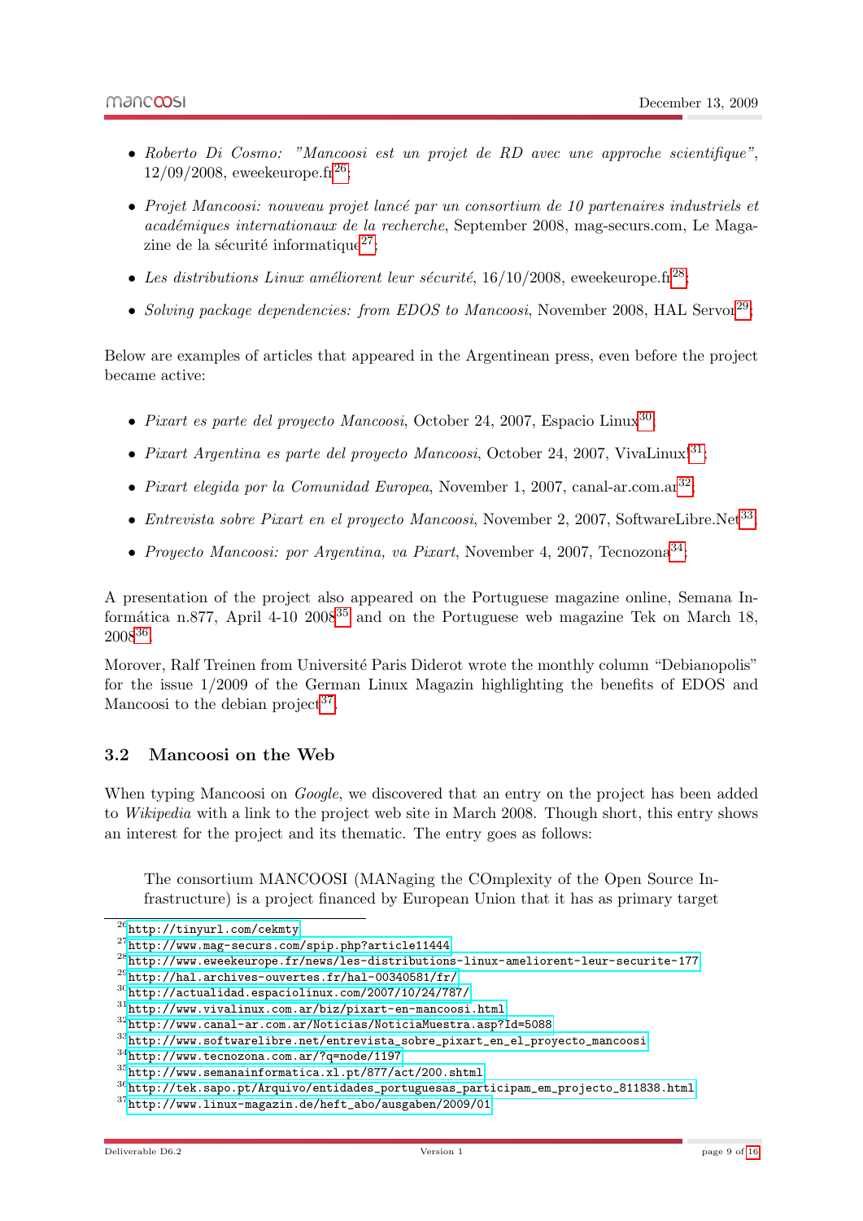- *Roberto Di Cosmo: "Mancoosi est un projet de RD avec une approche scientifique"*, 12/09/2008, eweekeurope.fr[26];

- *Projet Mancoosi: nouveau projet lancé par un consortium de 10 partenaires industriels et académiques internationaux de la recherche*, September 2008, mag-secus.com, Le Magazine de la sécurité informatique[27];

- *Les distributions Linux améliorent leur sécurité*, 16/10/2008, eweekeurope.fr[28];

- *Solving package dependencies: from EDOS to Mancoosi*, November 2008, HAL Server[29];

Below are examples of articles that appeared in the Argentinean press, even before the project became active:

- *Pixart es parte del proyecto Mancoosi*, October 24, 2007, Espacio Linux[30];

- *Pixart Argentina es parte del proyecto Mancoosi*, October 24, 2007, VivaLinux![31];

- *Pixart elegida por la Comunidad Europea*, November 1, 2007, canal-ar.com.ar[32];

- *Entrevista sobre Pixart en el proyecto Mancoosi*, November 2, 2007, SoftwareLibre.Net[33];

- *Proyecto Mancoosi: por Argentina, va Pixart*, November 4, 2007, Tecnozona[34];

A presentation of the project also appeared on the Portuguese magazine online, Semana Informática n.877, April 4-10 2008[35] and on the Portuguese web magazine Tek on March 18, 2008[36].

Morover, Ralf Treinen from Université Paris Diderot wrote the monthly column "Debianopolis" for the issue 1/2009 of the German Linux Magazin highlighting the benefits of EDOS and Mancoosi to the debian project[37].

### 3.2 Mancoosi on the Web

When typing Mancoosi on *Google*, we discovered that an entry on the project has been added to *Wikipedia* with a link to the project web site in March 2008. Though short, this entry shows an interest for the project and its thematic. The entry goes as follows:

> The consortium MANCOOSI (MANaging the COmplexity of the Open Source Infrastructure) is a project financed by European Union that it has as primary target

---

[26] http://tinyurl.com/cekmty
[27] http://www.mag-securs.com/spip.php?article11444
[28] http://www.eweekeurope.fr/news/les-distributions-linux-ameliorent-leur-securite-177
[29] http://hal.archives-ouvertes.fr/hal-00340581/fr/
[30] http://actualidad.espaciolinux.com/2007/10/24/787/
[31] http://www.vivalinux.com.ar/biz/pixart-en-mancoosi.html
[32] http://www.canal-ar.com.ar/Noticias/NoticiaMuestra.asp?Id=5088
[33] http://www.softwarelibre.net/entrevista_sobre_pixart_en_el_proyecto_mancoosi
[34] http://www.tecnozona.com.ar/?q=node/1197
[35] http://www.semanainformatica.xl.pt/877/act/200.shtml
[36] http://tek.sapo.pt/Arquivo/entidades_portuguesas_participam_em_projecto_811838.html
[37] http://www.linux-magazin.de/heft_abo/ausgaben/2009/01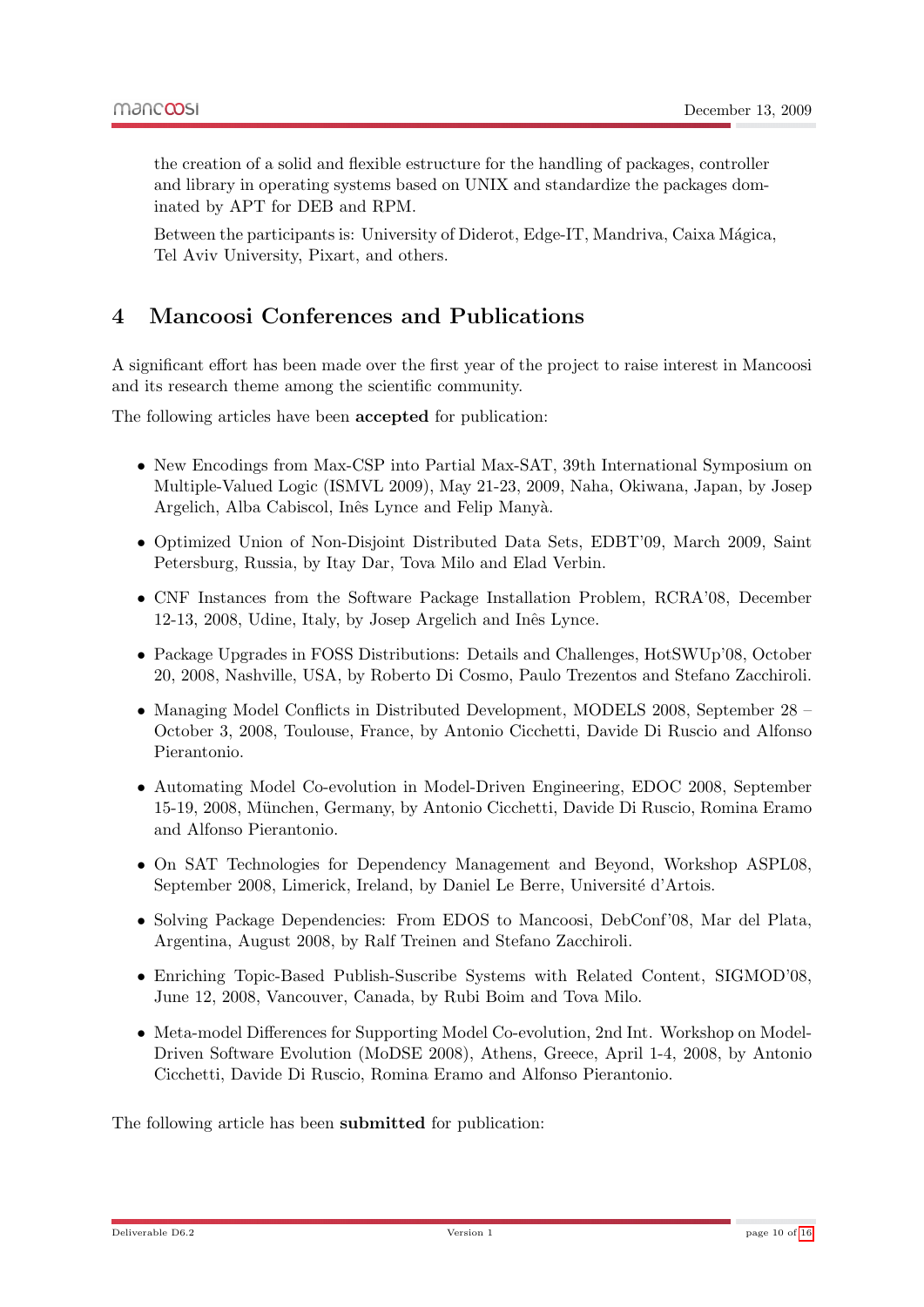the creation of a solid and flexible estructure for the handling of packages, controller and library in operating systems based on UNIX and standardize the packages dominated by APT for DEB and RPM.

Between the participants is: University of Diderot, Edge-IT, Mandriva, Caixa Mágica, Tel Aviv University, Pixart, and others.

# 4 Mancoosi Conferences and Publications

A significant effort has been made over the first year of the project to raise interest in Mancoosi and its research theme among the scientific community.

The following articles have been **accepted** for publication:

- New Encodings from Max-CSP into Partial Max-SAT, 39th International Symposium on Multiple-Valued Logic (ISMVL 2009), May 21-23, 2009, Naha, Okiwana, Japan, by Josep Argelich, Alba Cabiscol, Inês Lynce and Felip Manyà.
- Optimized Union of Non-Disjoint Distributed Data Sets, EDBT'09, March 2009, Saint Petersburg, Russia, by Itay Dar, Tova Milo and Elad Verbin.
- CNF Instances from the Software Package Installation Problem, RCRA'08, December 12-13, 2008, Udine, Italy, by Josep Argelich and Inês Lynce.
- Package Upgrades in FOSS Distributions: Details and Challenges, HotSWUp'08, October 20, 2008, Nashville, USA, by Roberto Di Cosmo, Paulo Trezentos and Stefano Zacchiroli.
- Managing Model Conflicts in Distributed Development, MODELS 2008, September 28 – October 3, 2008, Toulouse, France, by Antonio Cicchetti, Davide Di Ruscio and Alfonso Pierantonio.
- Automating Model Co-evolution in Model-Driven Engineering, EDOC 2008, September 15-19, 2008, München, Germany, by Antonio Cicchetti, Davide Di Ruscio, Romina Eramo and Alfonso Pierantonio.
- On SAT Technologies for Dependency Management and Beyond, Workshop ASPL08, September 2008, Limerick, Ireland, by Daniel Le Berre, Université d'Artois.
- Solving Package Dependencies: From EDOS to Mancoosi, DebConf'08, Mar del Plata, Argentina, August 2008, by Ralf Treinen and Stefano Zacchiroli.
- Enriching Topic-Based Publish-Suscribe Systems with Related Content, SIGMOD'08, June 12, 2008, Vancouver, Canada, by Rubi Boim and Tova Milo.
- Meta-model Differences for Supporting Model Co-evolution, 2nd Int. Workshop on Model-Driven Software Evolution (MoDSE 2008), Athens, Greece, April 1-4, 2008, by Antonio Cicchetti, Davide Di Ruscio, Romina Eramo and Alfonso Pierantonio.

The following article has been **submitted** for publication: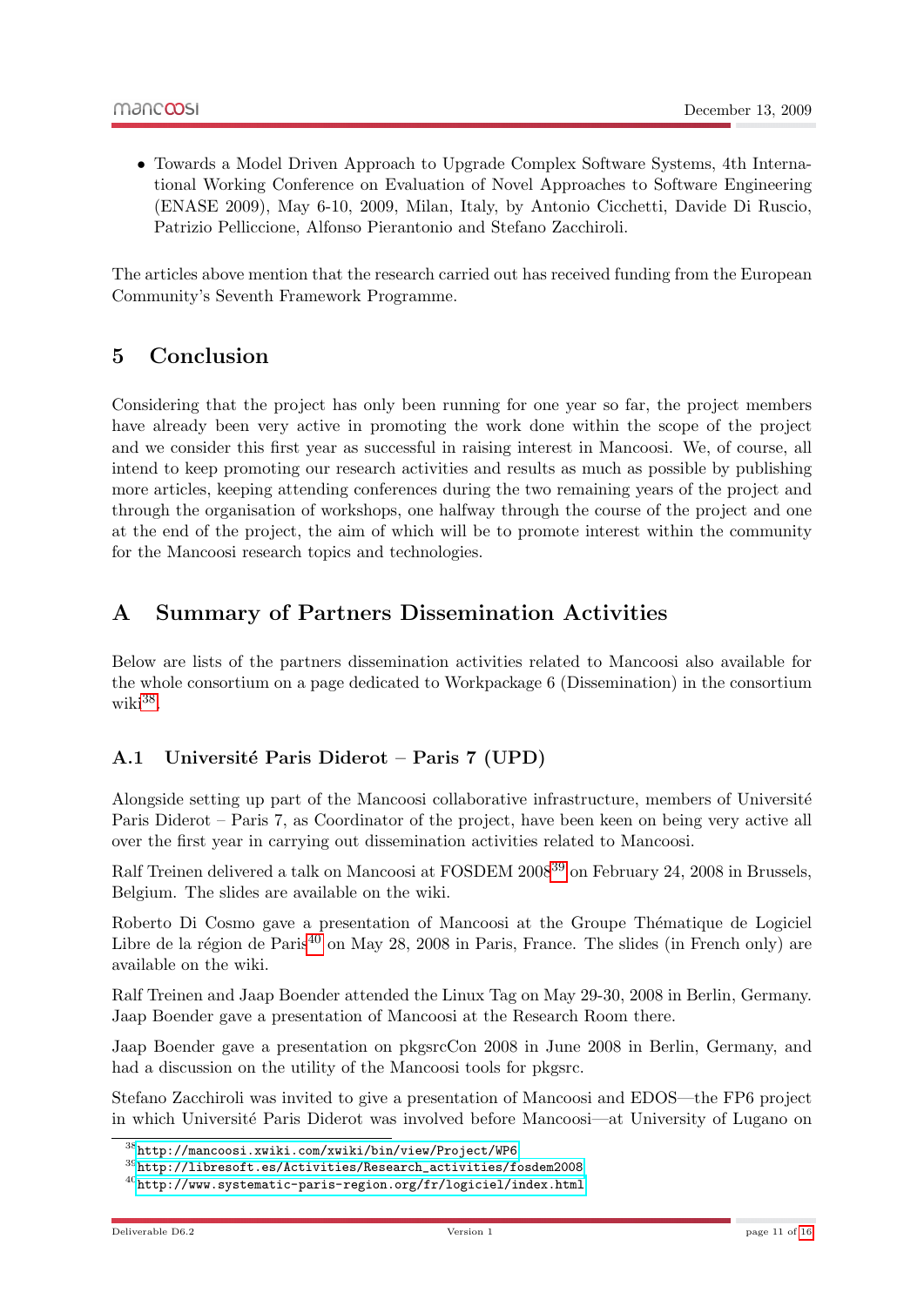- Towards a Model Driven Approach to Upgrade Complex Software Systems, 4th International Working Conference on Evaluation of Novel Approaches to Software Engineering (ENASE 2009), May 6-10, 2009, Milan, Italy, by Antonio Cicchetti, Davide Di Ruscio, Patrizio Pelliccione, Alfonso Pierantonio and Stefano Zacchiroli.

The articles above mention that the research carried out has received funding from the European Community's Seventh Framework Programme.

## 5 Conclusion

Considering that the project has only been running for one year so far, the project members have already been very active in promoting the work done within the scope of the project and we consider this first year as successful in raising interest in Mancoosi. We, of course, all intend to keep promoting our research activities and results as much as possible by publishing more articles, keeping attending conferences during the two remaining years of the project and through the organisation of workshops, one halfway through the course of the project and one at the end of the project, the aim of which will be to promote interest within the community for the Mancoosi research topics and technologies.

## A Summary of Partners Dissemination Activities

Below are lists of the partners dissemination activities related to Mancoosi also available for the whole consortium on a page dedicated to Workpackage 6 (Dissemination) in the consortium wiki[38].

### A.1 Université Paris Diderot – Paris 7 (UPD)

Alongside setting up part of the Mancoosi collaborative infrastructure, members of Université Paris Diderot – Paris 7, as Coordinator of the project, have been keen on being very active all over the first year in carrying out dissemination activities related to Mancoosi.

Ralf Treinen delivered a talk on Mancoosi at FOSDEM 2008[39] on February 24, 2008 in Brussels, Belgium. The slides are available on the wiki.

Roberto Di Cosmo gave a presentation of Mancoosi at the Groupe Thématique de Logiciel Libre de la région de Paris[40] on May 28, 2008 in Paris, France. The slides (in French only) are available on the wiki.

Ralf Treinen and Jaap Boender attended the Linux Tag on May 29-30, 2008 in Berlin, Germany. Jaap Boender gave a presentation of Mancoosi at the Research Room there.

Jaap Boender gave a presentation on pkgsrcCon 2008 in June 2008 in Berlin, Germany, and had a discussion on the utility of the Mancoosi tools for pkgsrc.

Stefano Zacchiroli was invited to give a presentation of Mancoosi and EDOS—the FP6 project in which Université Paris Diderot was involved before Mancoosi—at University of Lugano on

[38] http://mancoosi.xwiki.com/xwiki/bin/view/Project/WP6

[39] http://libresoft.es/Activities/Research_activities/fosdem2008

[40] http://www.systematic-paris-region.org/fr/logiciel/index.html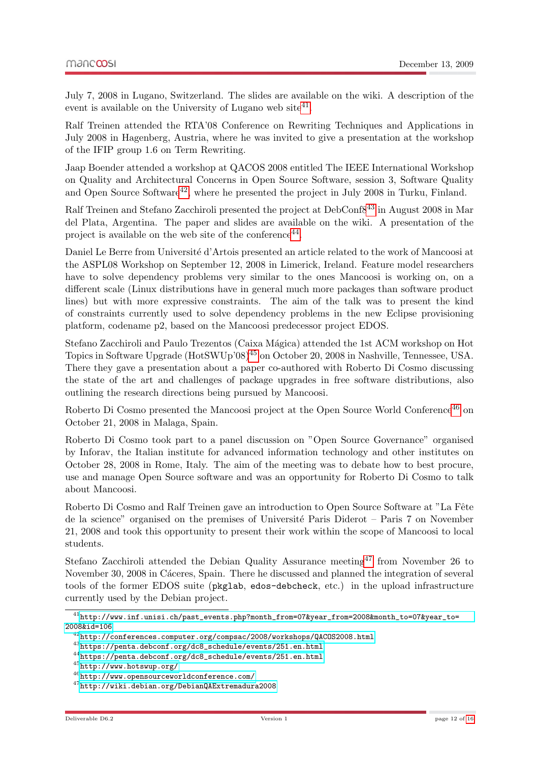July 7, 2008 in Lugano, Switzerland. The slides are available on the wiki. A description of the event is available on the University of Lugano web site[41].

Ralf Treinen attended the RTA'08 Conference on Rewriting Techniques and Applications in July 2008 in Hagenberg, Austria, where he was invited to give a presentation at the workshop of the IFIP group 1.6 on Term Rewriting.

Jaap Boender attended a workshop at QACOS 2008 entitled The IEEE International Workshop on Quality and Architectural Concerns in Open Source Software, session 3, Software Quality and Open Source Software[42], where he presented the project in July 2008 in Turku, Finland.

Ralf Treinen and Stefano Zacchiroli presented the project at DebConf8[43] in August 2008 in Mar del Plata, Argentina. The paper and slides are available on the wiki. A presentation of the project is available on the web site of the conference[44].

Daniel Le Berre from Université d'Artois presented an article related to the work of Mancoosi at the ASPL08 Workshop on September 12, 2008 in Limerick, Ireland. Feature model researchers have to solve dependency problems very similar to the ones Mancoosi is working on, on a different scale (Linux distributions have in general much more packages than software product lines) but with more expressive constraints. The aim of the talk was to present the kind of constraints currently used to solve dependency problems in the new Eclipse provisioning platform, codename p2, based on the Mancoosi predecessor project EDOS.

Stefano Zacchiroli and Paulo Trezentos (Caixa Mágica) attended the 1st ACM workshop on Hot Topics in Software Upgrade (HotSWUp'08)[45] on October 20, 2008 in Nashville, Tennessee, USA. There they gave a presentation about a paper co-authored with Roberto Di Cosmo discussing the state of the art and challenges of package upgrades in free software distributions, also outlining the research directions being pursued by Mancoosi.

Roberto Di Cosmo presented the Mancoosi project at the Open Source World Conference[46] on October 21, 2008 in Malaga, Spain.

Roberto Di Cosmo took part to a panel discussion on "Open Source Governance" organised by Inforav, the Italian institute for advanced information technology and other institutes on October 28, 2008 in Rome, Italy. The aim of the meeting was to debate how to best procure, use and manage Open Source software and was an opportunity for Roberto Di Cosmo to talk about Mancoosi.

Roberto Di Cosmo and Ralf Treinen gave an introduction to Open Source Software at "La Fête de la science" organised on the premises of Université Paris Diderot – Paris 7 on November 21, 2008 and took this opportunity to present their work within the scope of Mancoosi to local students.

Stefano Zacchiroli attended the Debian Quality Assurance meeting[47] from November 26 to November 30, 2008 in Cáceres, Spain. There he discussed and planned the integration of several tools of the former EDOS suite (`pkglab`, `edos-debcheck`, etc.) in the upload infrastructure currently used by the Debian project.

---

[41] http://www.inf.unisi.ch/past_events.php?month_from=07&year_from=2008&month_to=07&year_to=2008&id=106

[42] http://conferences.computer.org/compsac/2008/workshops/QACOS2008.html

[43] https://penta.debconf.org/dc8_schedule/events/251.en.html

[44] https://penta.debconf.org/dc8_schedule/events/251.en.html

[45] http://www.hotswup.org/

[46] http://www.opensourceworldconference.com/

[47] http://wiki.debian.org/DebianQAExtremadura2008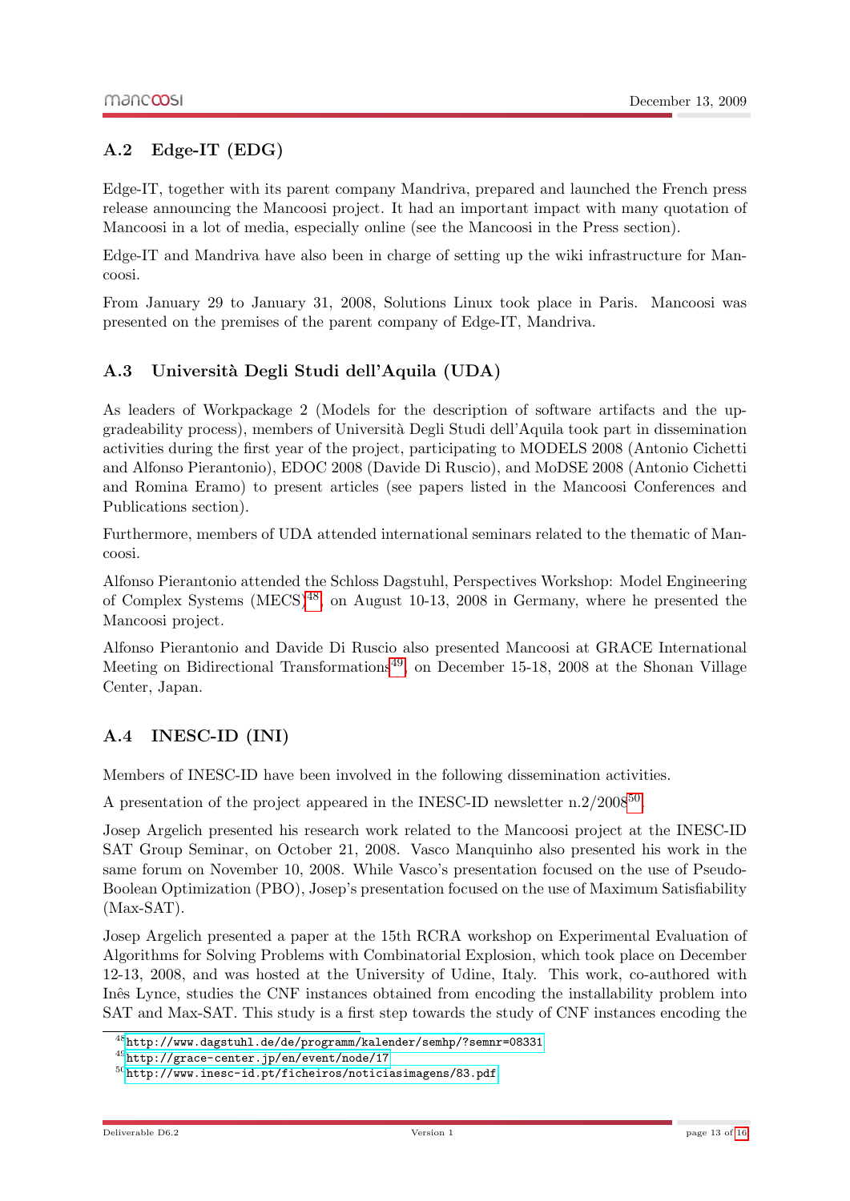## A.2 Edge-IT (EDG)

Edge-IT, together with its parent company Mandriva, prepared and launched the French press release announcing the Mancoosi project. It had an important impact with many quotation of Mancoosi in a lot of media, especially online (see the Mancoosi in the Press section).

Edge-IT and Mandriva have also been in charge of setting up the wiki infrastructure for Mancoosi.

From January 29 to January 31, 2008, Solutions Linux took place in Paris. Mancoosi was presented on the premises of the parent company of Edge-IT, Mandriva.

## A.3 Università Degli Studi dell'Aquila (UDA)

As leaders of Workpackage 2 (Models for the description of software artifacts and the upgradeability process), members of Università Degli Studi dell'Aquila took part in dissemination activities during the first year of the project, participating to MODELS 2008 (Antonio Cichetti and Alfonso Pierantonio), EDOC 2008 (Davide Di Ruscio), and MoDSE 2008 (Antonio Cichetti and Romina Eramo) to present articles (see papers listed in the Mancoosi Conferences and Publications section).

Furthermore, members of UDA attended international seminars related to the thematic of Mancoosi.

Alfonso Pierantonio attended the Schloss Dagstuhl, Perspectives Workshop: Model Engineering of Complex Systems (MECS)[48], on August 10-13, 2008 in Germany, where he presented the Mancoosi project.

Alfonso Pierantonio and Davide Di Ruscio also presented Mancoosi at GRACE International Meeting on Bidirectional Transformations[49], on December 15-18, 2008 at the Shonan Village Center, Japan.

## A.4 INESC-ID (INI)

Members of INESC-ID have been involved in the following dissemination activities.

A presentation of the project appeared in the INESC-ID newsletter n.2/2008[50].

Josep Argelich presented his research work related to the Mancoosi project at the INESC-ID SAT Group Seminar, on October 21, 2008. Vasco Manquinho also presented his work in the same forum on November 10, 2008. While Vasco's presentation focused on the use of Pseudo-Boolean Optimization (PBO), Josep's presentation focused on the use of Maximum Satisfiability (Max-SAT).

Josep Argelich presented a paper at the 15th RCRA workshop on Experimental Evaluation of Algorithms for Solving Problems with Combinatorial Explosion, which took place on December 12-13, 2008, and was hosted at the University of Udine, Italy. This work, co-authored with Inês Lynce, studies the CNF instances obtained from encoding the installability problem into SAT and Max-SAT. This study is a first step towards the study of CNF instances encoding the

[48] http://www.dagstuhl.de/de/programm/kalender/semhp/?semnr=08331

[49] http://grace-center.jp/en/event/node/17

[50] http://www.inesc-id.pt/ficheiros/noticiasimagens/83.pdf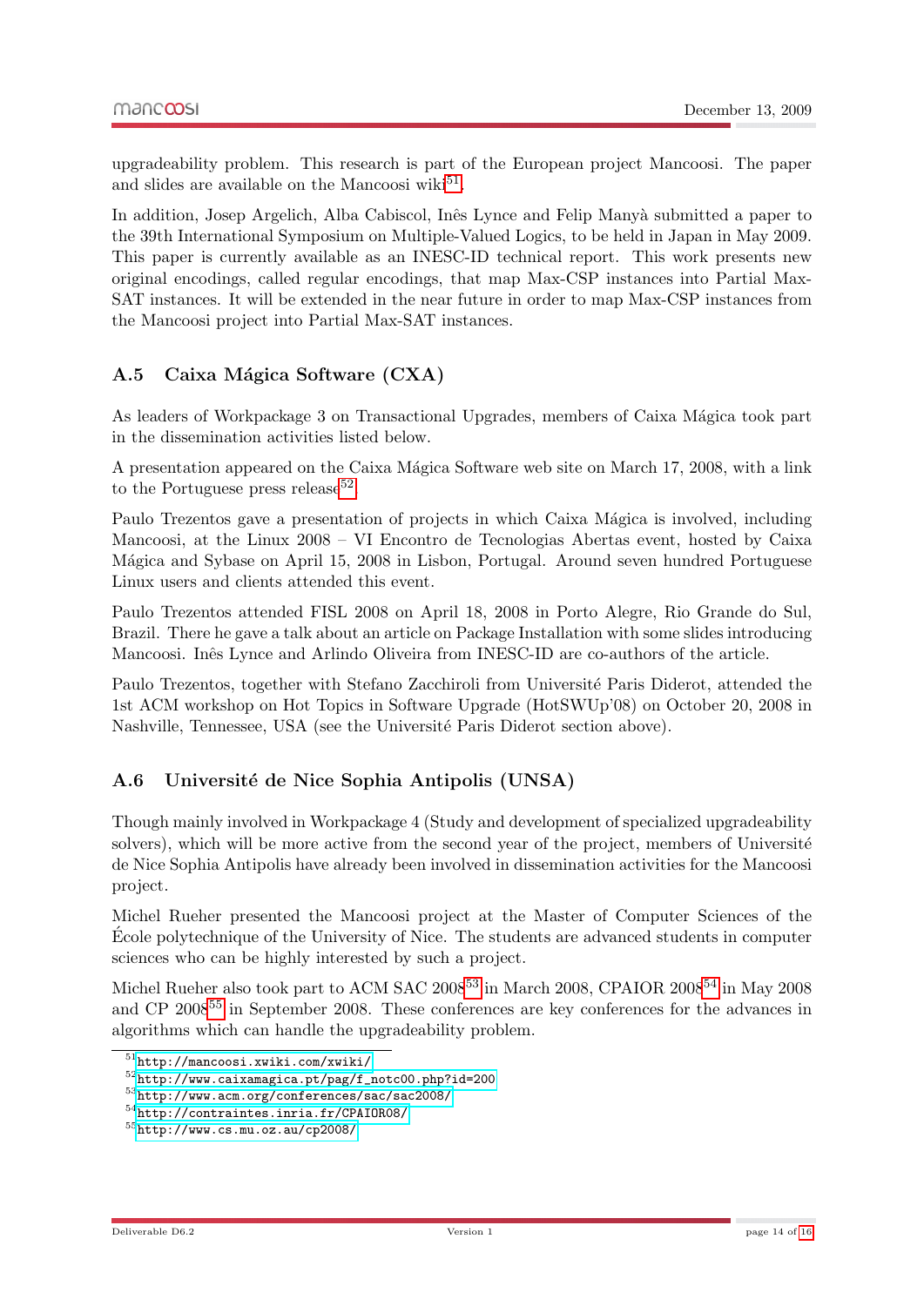upgradeability problem. This research is part of the European project Mancoosi. The paper and slides are available on the Mancoosi wiki[51].

In addition, Josep Argelich, Alba Cabiscol, Inês Lynce and Felip Manyà submitted a paper to the 39th International Symposium on Multiple-Valued Logics, to be held in Japan in May 2009. This paper is currently available as an INESC-ID technical report. This work presents new original encodings, called regular encodings, that map Max-CSP instances into Partial Max-SAT instances. It will be extended in the near future in order to map Max-CSP instances from the Mancoosi project into Partial Max-SAT instances.

### A.5 Caixa Mágica Software (CXA)

As leaders of Workpackage 3 on Transactional Upgrades, members of Caixa Mágica took part in the dissemination activities listed below.

A presentation appeared on the Caixa Mágica Software web site on March 17, 2008, with a link to the Portuguese press release[52].

Paulo Trezentos gave a presentation of projects in which Caixa Mágica is involved, including Mancoosi, at the Linux 2008 – VI Encontro de Tecnologias Abertas event, hosted by Caixa Mágica and Sybase on April 15, 2008 in Lisbon, Portugal. Around seven hundred Portuguese Linux users and clients attended this event.

Paulo Trezentos attended FISL 2008 on April 18, 2008 in Porto Alegre, Rio Grande do Sul, Brazil. There he gave a talk about an article on Package Installation with some slides introducing Mancoosi. Inês Lynce and Arlindo Oliveira from INESC-ID are co-authors of the article.

Paulo Trezentos, together with Stefano Zacchiroli from Université Paris Diderot, attended the 1st ACM workshop on Hot Topics in Software Upgrade (HotSWUp'08) on October 20, 2008 in Nashville, Tennessee, USA (see the Université Paris Diderot section above).

### A.6 Université de Nice Sophia Antipolis (UNSA)

Though mainly involved in Workpackage 4 (Study and development of specialized upgradeability solvers), which will be more active from the second year of the project, members of Université de Nice Sophia Antipolis have already been involved in dissemination activities for the Mancoosi project.

Michel Rueher presented the Mancoosi project at the Master of Computer Sciences of the École polytechnique of the University of Nice. The students are advanced students in computer sciences who can be highly interested by such a project.

Michel Rueher also took part to ACM SAC 2008[53] in March 2008, CPAIOR 2008[54] in May 2008 and CP 2008[55] in September 2008. These conferences are key conferences for the advances in algorithms which can handle the upgradeability problem.

[51] http://mancoosi.xwiki.com/xwiki/

[52] http://www.caixamagica.pt/pag/f_notc00.php?id=200

[53] http://www.acm.org/conferences/sac/sac2008/

[54] http://contraintes.inria.fr/CPAIOR08/

[55] http://www.cs.mu.oz.au/cp2008/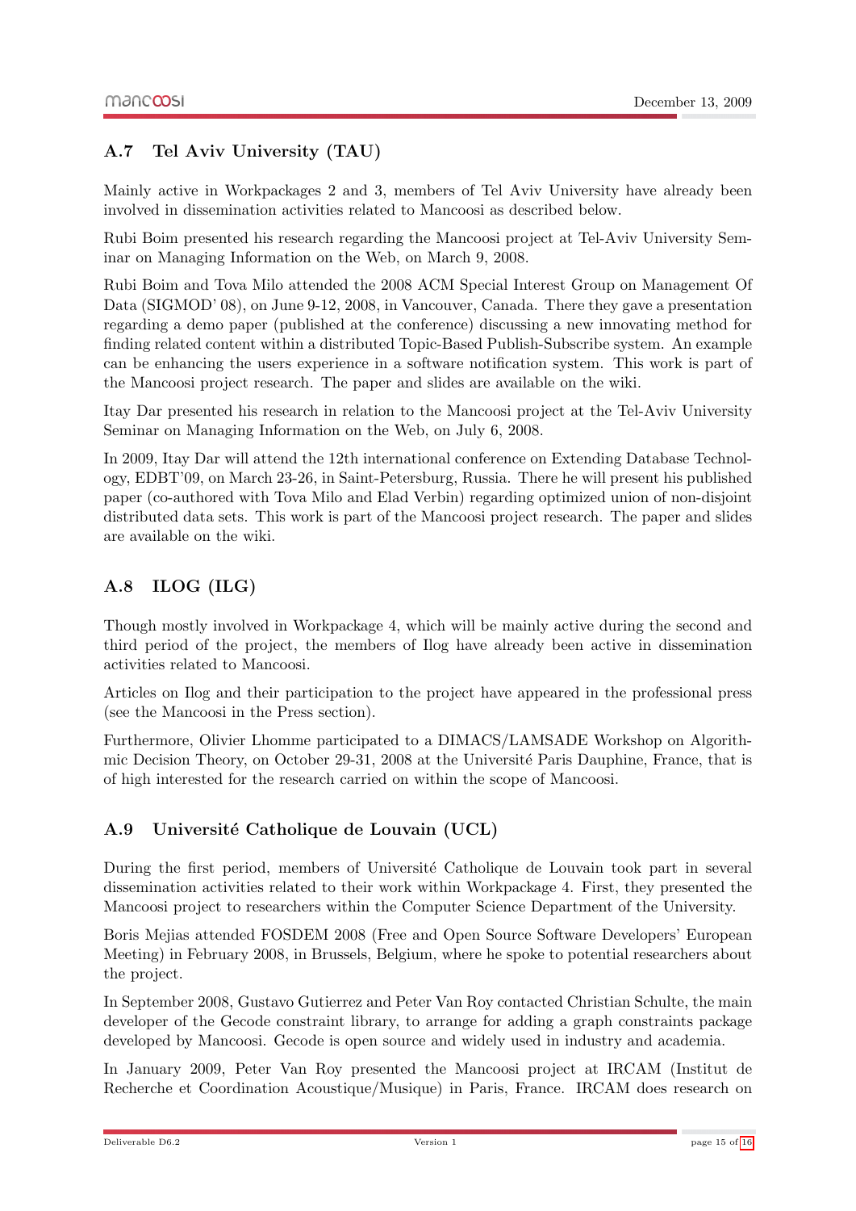## A.7 Tel Aviv University (TAU)

Mainly active in Workpackages 2 and 3, members of Tel Aviv University have already been involved in dissemination activities related to Mancoosi as described below.

Rubi Boim presented his research regarding the Mancoosi project at Tel-Aviv University Seminar on Managing Information on the Web, on March 9, 2008.

Rubi Boim and Tova Milo attended the 2008 ACM Special Interest Group on Management Of Data (SIGMOD' 08), on June 9-12, 2008, in Vancouver, Canada. There they gave a presentation regarding a demo paper (published at the conference) discussing a new innovating method for finding related content within a distributed Topic-Based Publish-Subscribe system. An example can be enhancing the users experience in a software notification system. This work is part of the Mancoosi project research. The paper and slides are available on the wiki.

Itay Dar presented his research in relation to the Mancoosi project at the Tel-Aviv University Seminar on Managing Information on the Web, on July 6, 2008.

In 2009, Itay Dar will attend the 12th international conference on Extending Database Technology, EDBT'09, on March 23-26, in Saint-Petersburg, Russia. There he will present his published paper (co-authored with Tova Milo and Elad Verbin) regarding optimized union of non-disjoint distributed data sets. This work is part of the Mancoosi project research. The paper and slides are available on the wiki.

## A.8 ILOG (ILG)

Though mostly involved in Workpackage 4, which will be mainly active during the second and third period of the project, the members of Ilog have already been active in dissemination activities related to Mancoosi.

Articles on Ilog and their participation to the project have appeared in the professional press (see the Mancoosi in the Press section).

Furthermore, Olivier Lhomme participated to a DIMACS/LAMSADE Workshop on Algorithmic Decision Theory, on October 29-31, 2008 at the Université Paris Dauphine, France, that is of high interested for the research carried on within the scope of Mancoosi.

## A.9 Université Catholique de Louvain (UCL)

During the first period, members of Université Catholique de Louvain took part in several dissemination activities related to their work within Workpackage 4. First, they presented the Mancoosi project to researchers within the Computer Science Department of the University.

Boris Mejias attended FOSDEM 2008 (Free and Open Source Software Developers' European Meeting) in February 2008, in Brussels, Belgium, where he spoke to potential researchers about the project.

In September 2008, Gustavo Gutierrez and Peter Van Roy contacted Christian Schulte, the main developer of the Gecode constraint library, to arrange for adding a graph constraints package developed by Mancoosi. Gecode is open source and widely used in industry and academia.

In January 2009, Peter Van Roy presented the Mancoosi project at IRCAM (Institut de Recherche et Coordination Acoustique/Musique) in Paris, France. IRCAM does research on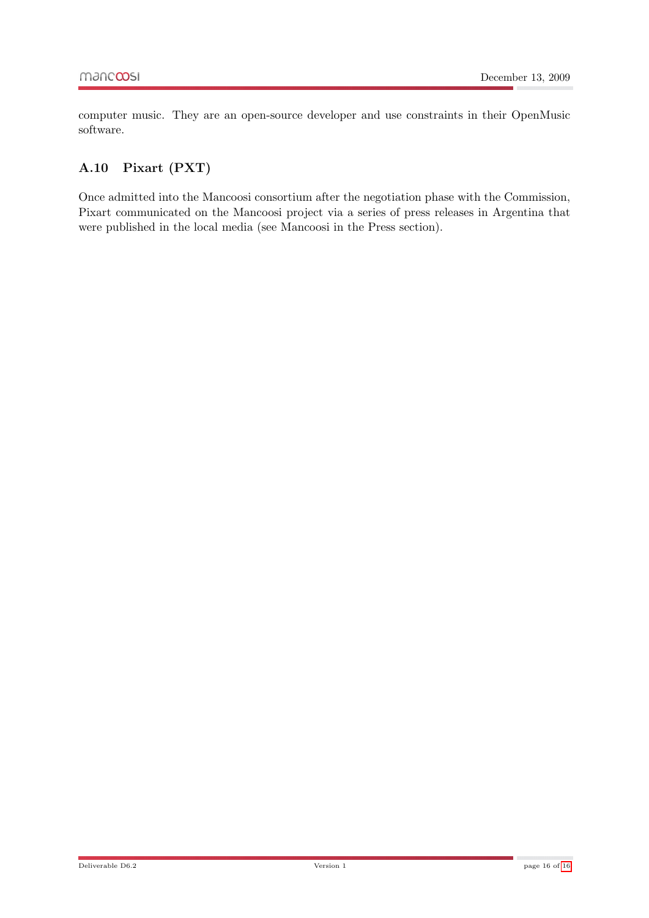computer music. They are an open-source developer and use constraints in their OpenMusic software.

### A.10 Pixart (PXT)

Once admitted into the Mancoosi consortium after the negotiation phase with the Commission, Pixart communicated on the Mancoosi project via a series of press releases in Argentina that were published in the local media (see Mancoosi in the Press section).